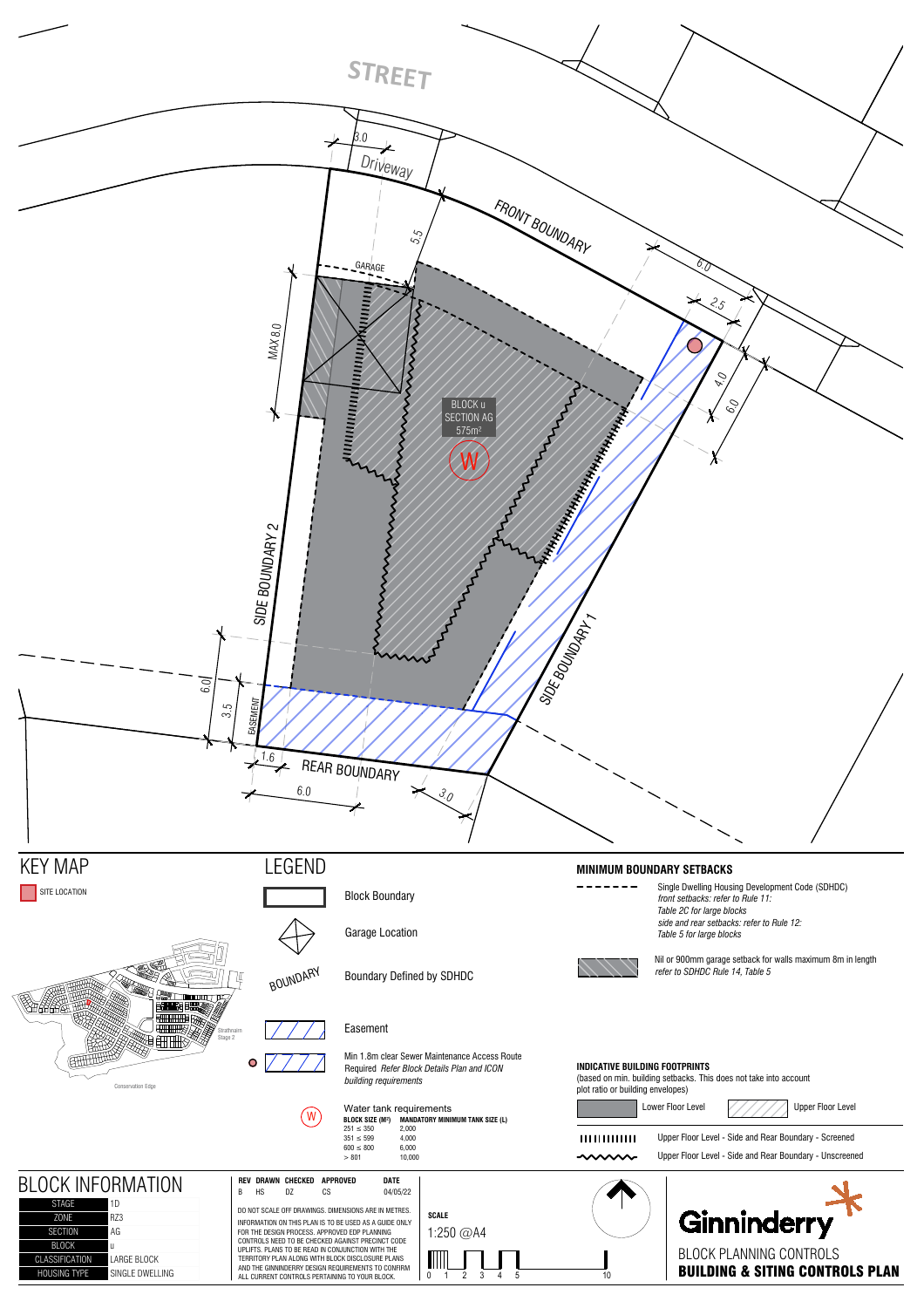STREET

3.0

Driveway

5.5

FRONT BOUNDARY

6.0

2.5

4.0

6.0

GARAGE

MAX 8.0

BLOCK u
SECTION AG
575m²

W

SIDE BOUNDARY 2

SIDE BOUNDARY 1

6.0

3.5

EASEMENT

1.6

REAR BOUNDARY

6.0

3.0

# KEY MAP

SITE LOCATION

Strathnairn Stage 2

Conservation Edge

# LEGEND

Block Boundary

Garage Location

BOUNDARY — Boundary Defined by SDHDC

Easement

Min 1.8m clear Sewer Maintenance Access Route Required *Refer Block Details Plan and ICON building requirements*

Water tank requirements

| BLOCK SIZE (M²) | MANDATORY MINIMUM TANK SIZE (L) |
|---|---|
| 251 ≤ 350 | 2,000 |
| 351 ≤ 599 | 4,000 |
| 600 ≤ 800 | 6,000 |
| > 801 | 10,000 |

## MINIMUM BOUNDARY SETBACKS

Single Dwelling Housing Development Code (SDHDC)
*front setbacks: refer to Rule 11:*
*Table 2C for large blocks*
*side and rear setbacks: refer to Rule 12:*
*Table 5 for large blocks*

Nil or 900mm garage setback for walls maximum 8m in length
*refer to SDHDC Rule 14, Table 5*

## INDICATIVE BUILDING FOOTPRINTS

(based on min. building setbacks. This does not take into account plot ratio or building envelopes)

Lower Floor Level

Upper Floor Level

Upper Floor Level - Side and Rear Boundary - Screened

Upper Floor Level - Side and Rear Boundary - Unscreened

# BLOCK INFORMATION

| | |
|---|---|
| STAGE | 1D |
| ZONE | RZ3 |
| SECTION | AG |
| BLOCK | u |
| CLASSIFICATION | LARGE BLOCK |
| HOUSING TYPE | SINGLE DWELLING |

| REV | DRAWN | CHECKED | APPROVED | DATE |
|---|---|---|---|---|
| B | HS | DZ | CS | 04/05/22 |

DO NOT SCALE OFF DRAWINGS. DIMENSIONS ARE IN METRES.

INFORMATION ON THIS PLAN IS TO BE USED AS A GUIDE ONLY FOR THE DESIGN PROCESS. APPROVED EDP PLANNING CONTROLS NEED TO BE CHECKED AGAINST PRECINCT CODE UPLIFTS. PLANS TO BE READ IN CONJUNCTION WITH THE TERRITORY PLAN ALONG WITH BLOCK DISCLOSURE PLANS AND THE GINNINDERRY DESIGN REQUIREMENTS TO CONFIRM ALL CURRENT CONTROLS PERTAINING TO YOUR BLOCK.

**SCALE**

1:250 @A4

0 1 2 3 4 5 10

Ginninderry

BLOCK PLANNING CONTROLS

**BUILDING & SITING CONTROLS PLAN**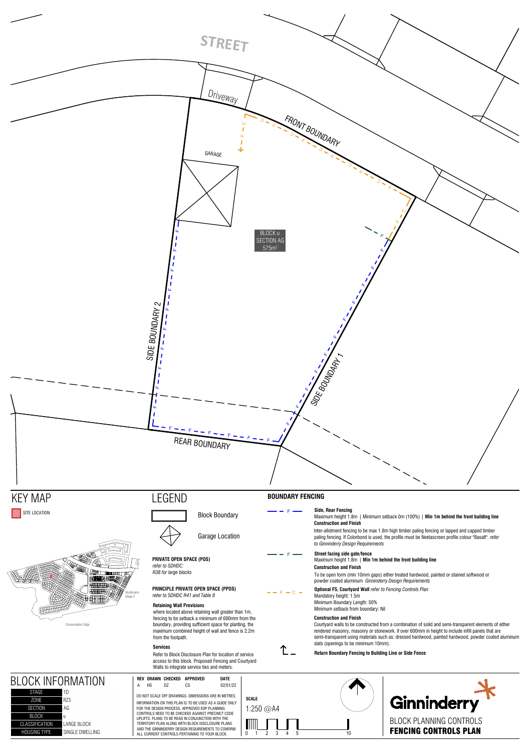STREET

Driveway

FRONT BOUNDARY

GARAGE

BLOCK u
SECTION AG
575m²

SIDE BOUNDARY 2

SIDE BOUNDARY 1

REAR BOUNDARY

# KEY MAP

SITE LOCATION

Strathnairn Stage 2

Conservation Edge

# LEGEND

Block Boundary

Garage Location

**PRIVATE OPEN SPACE (POS)**
*refer to SDHDC:*
*R38 for large blocks*

**PRINCIPLE PRIVATE OPEN SPACE (PPOS)**
*refer to SDHDC R41 and Table 8*

**Retaining Wall Provisions**
where located above retaining wall greater than 1m, fencing to be setback a minimum of 600mm from the boundary, providing sufficient space for planting. the maximum combined height of wall and fence is 2.2m from the footpath.

**Services**
Refer to Block Disclosure Plan for location of service access to this block. Proposed Fencing and Courtyard Walls to integrate service ties and meters.

## BOUNDARY FENCING

**Side, Rear Fencing**
Maximum height 1.8m | Minimum setback 0m (100%) | **Min 1m behind the front building line**
**Construction and Finish**
Inter-allotment fencing to be max 1.8m high timber paling fencing or lapped and capped timber paling fencing. If Colorbond is used, the profile must be Neetascreen profile colour "Basalt". *refer to Ginninderry Design Requirements*

**Street facing side gate/fence**
Maximum height 1.8m | **Min 1m behind the front building line**
**Construction and Finish**
To be open form (min 10mm gaps) either treated hardwood, painted or stained softwood or powder coated aluminum *Ginninderry Design Requirements*

**Optional F5, Courtyard Wall** *refer to Fencing Controls Plan*
Mandatory height: 1.5m
Minimum Boundary Length: 50%
Minimum setback from boundary: Nil

**Construction and Finish**
Courtyard walls to be constructed from a combination of solid and semi-transparent elements of either rendered masonry, masonry or stonework. if over 600mm in height to include infill panels that are semi-transparent using materials such as: dressed hardwood, painted hardwood, powder coated aluminum slats (openings to be minimum 10mm).

**Return Boundary Fencing to Building Line or Side Fence**

# BLOCK INFORMATION

| | |
|---|---|
| STAGE | 1D |
| ZONE | RZ3 |
| SECTION | AG |
| BLOCK | u |
| CLASSIFICATION | LARGE BLOCK |
| HOUSING TYPE | SINGLE DWELLING |

| REV | DRAWN | CHECKED | APPROVED | DATE |
|---|---|---|---|---|
| A | HS | DZ | CS | 02/01/22 |

DO NOT SCALE OFF DRAWINGS. DIMENSIONS ARE IN METRES.
INFORMATION ON THIS PLAN IS TO BE USED AS A GUIDE ONLY FOR THE DESIGN PROCESS. APPROVED EDP PLANNING CONTROLS NEED TO BE CHECKED AGAINST PRECINCT CODE UPLIFTS. PLANS TO BE READ IN CONJUNCTION WITH THE TERRITORY PLAN ALONG WITH BLOCK DISCLOSURE PLANS AND THE GINNINDERRY DESIGN REQUIREMENTS TO CONFIRM ALL CURRENT CONTROLS PERTAINING TO YOUR BLOCK.

**SCALE**
1:250 @A4
0 1 2 3 4 5 10

Ginninderry
BLOCK PLANNING CONTROLS
**FENCING CONTROLS PLAN**